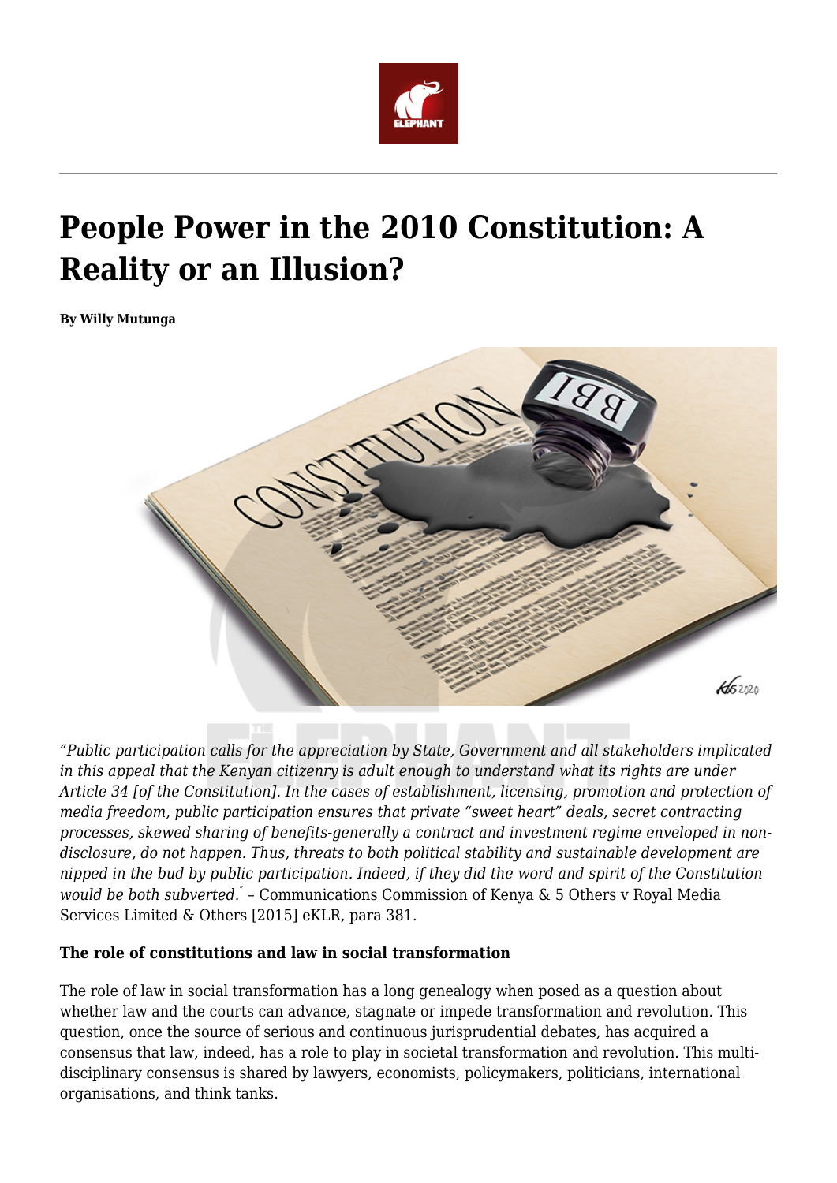# People Power in the 2010 Constitution: A Reality or an Illusion?

**By Willy Mutunga**

*"Public participation calls for the appreciation by State, Government and all stakeholders implicated in this appeal that the Kenyan citizenry is adult enough to understand what its rights are under Article 34 [of the Constitution]. In the cases of establishment, licensing, promotion and protection of media freedom, public participation ensures that private "sweet heart" deals, secret contracting processes, skewed sharing of benefits-generally a contract and investment regime enveloped in non-disclosure, do not happen. Thus, threats to both political stability and sustainable development are nipped in the bud by public participation. Indeed, if they did the word and spirit of the Constitution would be both subverted."* – Communications Commission of Kenya & 5 Others v Royal Media Services Limited & Others [2015] eKLR, para 381.

**The role of constitutions and law in social transformation**

The role of law in social transformation has a long genealogy when posed as a question about whether law and the courts can advance, stagnate or impede transformation and revolution. This question, once the source of serious and continuous jurisprudential debates, has acquired a consensus that law, indeed, has a role to play in societal transformation and revolution. This multi-disciplinary consensus is shared by lawyers, economists, policymakers, politicians, international organisations, and think tanks.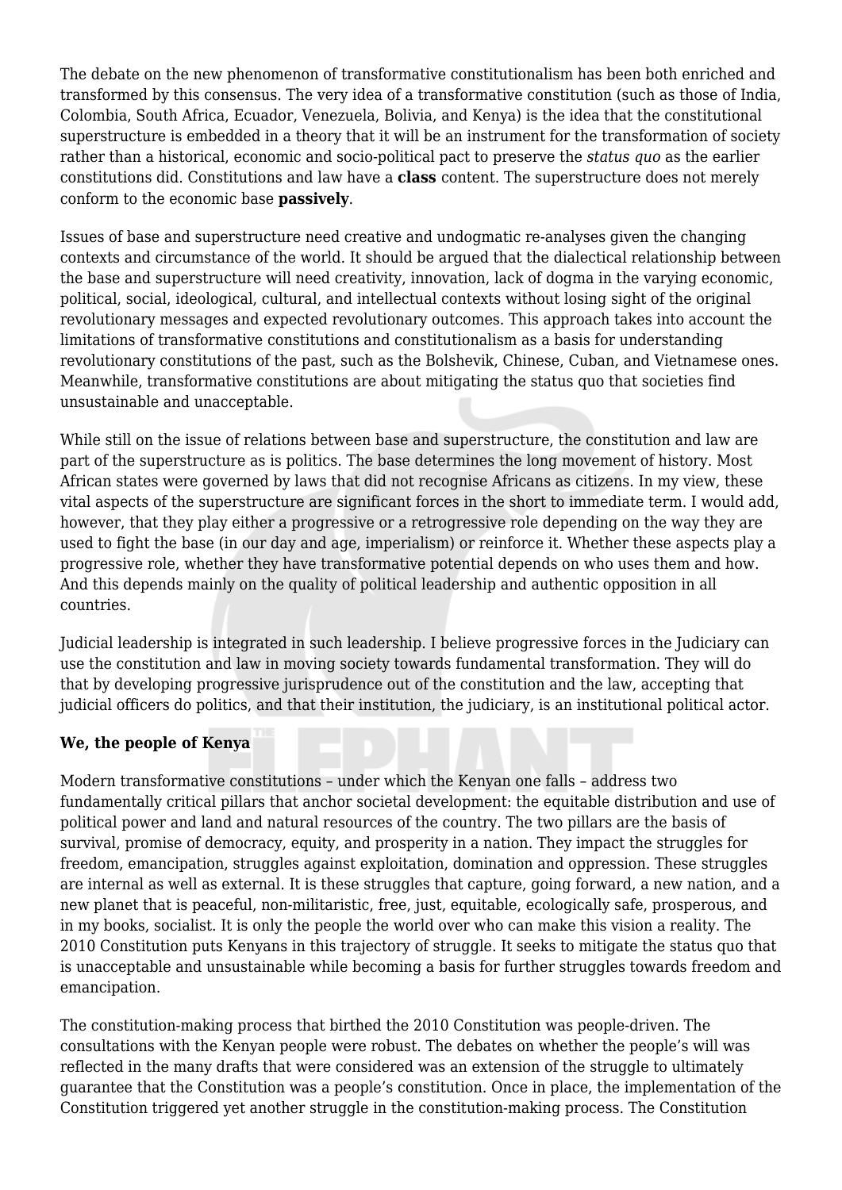The debate on the new phenomenon of transformative constitutionalism has been both enriched and transformed by this consensus. The very idea of a transformative constitution (such as those of India, Colombia, South Africa, Ecuador, Venezuela, Bolivia, and Kenya) is the idea that the constitutional superstructure is embedded in a theory that it will be an instrument for the transformation of society rather than a historical, economic and socio-political pact to preserve the *status quo* as the earlier constitutions did. Constitutions and law have a **class** content. The superstructure does not merely conform to the economic base **passively**.

Issues of base and superstructure need creative and undogmatic re-analyses given the changing contexts and circumstance of the world. It should be argued that the dialectical relationship between the base and superstructure will need creativity, innovation, lack of dogma in the varying economic, political, social, ideological, cultural, and intellectual contexts without losing sight of the original revolutionary messages and expected revolutionary outcomes. This approach takes into account the limitations of transformative constitutions and constitutionalism as a basis for understanding revolutionary constitutions of the past, such as the Bolshevik, Chinese, Cuban, and Vietnamese ones. Meanwhile, transformative constitutions are about mitigating the status quo that societies find unsustainable and unacceptable.

While still on the issue of relations between base and superstructure, the constitution and law are part of the superstructure as is politics. The base determines the long movement of history. Most African states were governed by laws that did not recognise Africans as citizens. In my view, these vital aspects of the superstructure are significant forces in the short to immediate term. I would add, however, that they play either a progressive or a retrogressive role depending on the way they are used to fight the base (in our day and age, imperialism) or reinforce it. Whether these aspects play a progressive role, whether they have transformative potential depends on who uses them and how. And this depends mainly on the quality of political leadership and authentic opposition in all countries.

Judicial leadership is integrated in such leadership. I believe progressive forces in the Judiciary can use the constitution and law in moving society towards fundamental transformation. They will do that by developing progressive jurisprudence out of the constitution and the law, accepting that judicial officers do politics, and that their institution, the judiciary, is an institutional political actor.

**We, the people of Kenya**

Modern transformative constitutions – under which the Kenyan one falls – address two fundamentally critical pillars that anchor societal development: the equitable distribution and use of political power and land and natural resources of the country. The two pillars are the basis of survival, promise of democracy, equity, and prosperity in a nation. They impact the struggles for freedom, emancipation, struggles against exploitation, domination and oppression. These struggles are internal as well as external. It is these struggles that capture, going forward, a new nation, and a new planet that is peaceful, non-militaristic, free, just, equitable, ecologically safe, prosperous, and in my books, socialist. It is only the people the world over who can make this vision a reality. The 2010 Constitution puts Kenyans in this trajectory of struggle. It seeks to mitigate the status quo that is unacceptable and unsustainable while becoming a basis for further struggles towards freedom and emancipation.

The constitution-making process that birthed the 2010 Constitution was people-driven. The consultations with the Kenyan people were robust. The debates on whether the people's will was reflected in the many drafts that were considered was an extension of the struggle to ultimately guarantee that the Constitution was a people's constitution. Once in place, the implementation of the Constitution triggered yet another struggle in the constitution-making process. The Constitution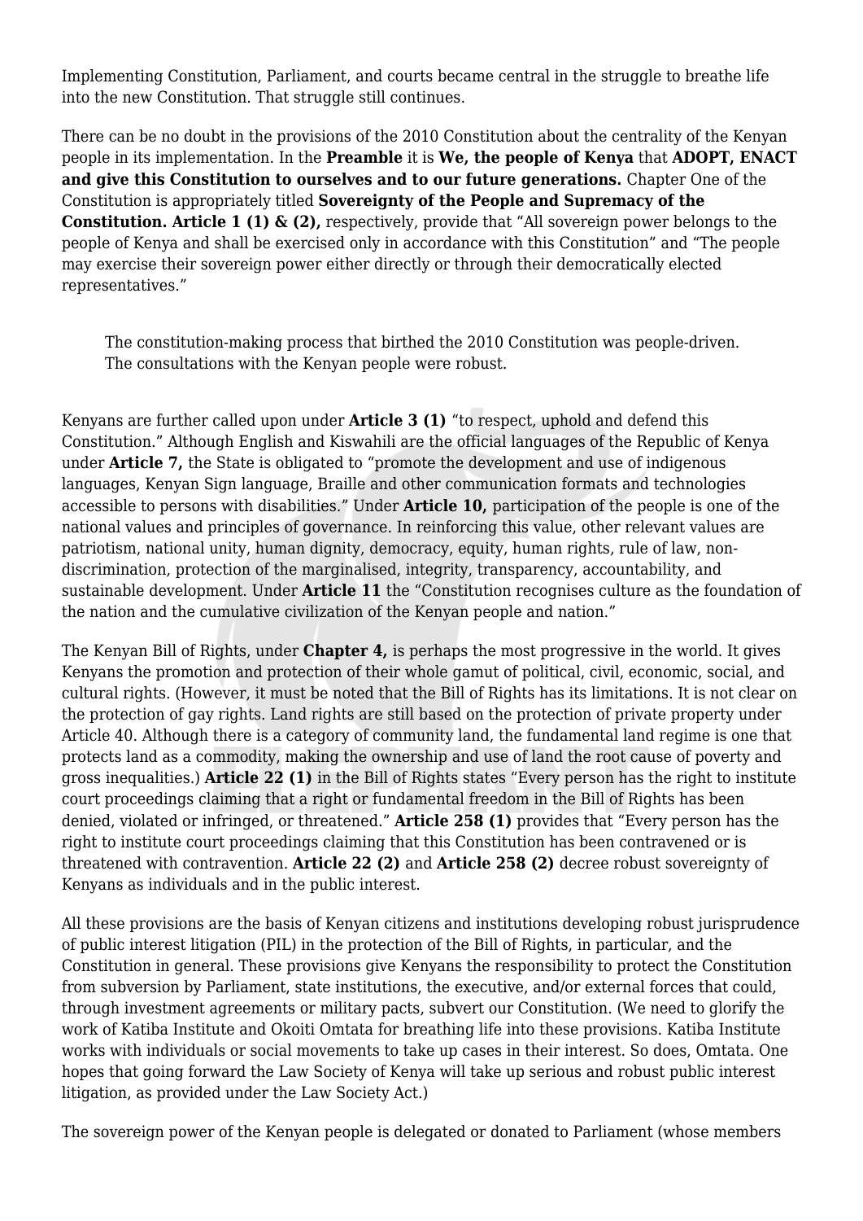Implementing Constitution, Parliament, and courts became central in the struggle to breathe life into the new Constitution. That struggle still continues.

There can be no doubt in the provisions of the 2010 Constitution about the centrality of the Kenyan people in its implementation. In the **Preamble** it is **We, the people of Kenya** that **ADOPT, ENACT and give this Constitution to ourselves and to our future generations.** Chapter One of the Constitution is appropriately titled **Sovereignty of the People and Supremacy of the Constitution. Article 1 (1) & (2),** respectively, provide that "All sovereign power belongs to the people of Kenya and shall be exercised only in accordance with this Constitution" and "The people may exercise their sovereign power either directly or through their democratically elected representatives."

> The constitution-making process that birthed the 2010 Constitution was people-driven. The consultations with the Kenyan people were robust.

Kenyans are further called upon under **Article 3 (1)** "to respect, uphold and defend this Constitution." Although English and Kiswahili are the official languages of the Republic of Kenya under **Article 7,** the State is obligated to "promote the development and use of indigenous languages, Kenyan Sign language, Braille and other communication formats and technologies accessible to persons with disabilities." Under **Article 10,** participation of the people is one of the national values and principles of governance. In reinforcing this value, other relevant values are patriotism, national unity, human dignity, democracy, equity, human rights, rule of law, non-discrimination, protection of the marginalised, integrity, transparency, accountability, and sustainable development. Under **Article 11** the "Constitution recognises culture as the foundation of the nation and the cumulative civilization of the Kenyan people and nation."

The Kenyan Bill of Rights, under **Chapter 4,** is perhaps the most progressive in the world. It gives Kenyans the promotion and protection of their whole gamut of political, civil, economic, social, and cultural rights. (However, it must be noted that the Bill of Rights has its limitations. It is not clear on the protection of gay rights. Land rights are still based on the protection of private property under Article 40. Although there is a category of community land, the fundamental land regime is one that protects land as a commodity, making the ownership and use of land the root cause of poverty and gross inequalities.) **Article 22 (1)** in the Bill of Rights states "Every person has the right to institute court proceedings claiming that a right or fundamental freedom in the Bill of Rights has been denied, violated or infringed, or threatened." **Article 258 (1)** provides that "Every person has the right to institute court proceedings claiming that this Constitution has been contravened or is threatened with contravention. **Article 22 (2)** and **Article 258 (2)** decree robust sovereignty of Kenyans as individuals and in the public interest.

All these provisions are the basis of Kenyan citizens and institutions developing robust jurisprudence of public interest litigation (PIL) in the protection of the Bill of Rights, in particular, and the Constitution in general. These provisions give Kenyans the responsibility to protect the Constitution from subversion by Parliament, state institutions, the executive, and/or external forces that could, through investment agreements or military pacts, subvert our Constitution. (We need to glorify the work of Katiba Institute and Okoiti Omtata for breathing life into these provisions. Katiba Institute works with individuals or social movements to take up cases in their interest. So does, Omtata. One hopes that going forward the Law Society of Kenya will take up serious and robust public interest litigation, as provided under the Law Society Act.)

The sovereign power of the Kenyan people is delegated or donated to Parliament (whose members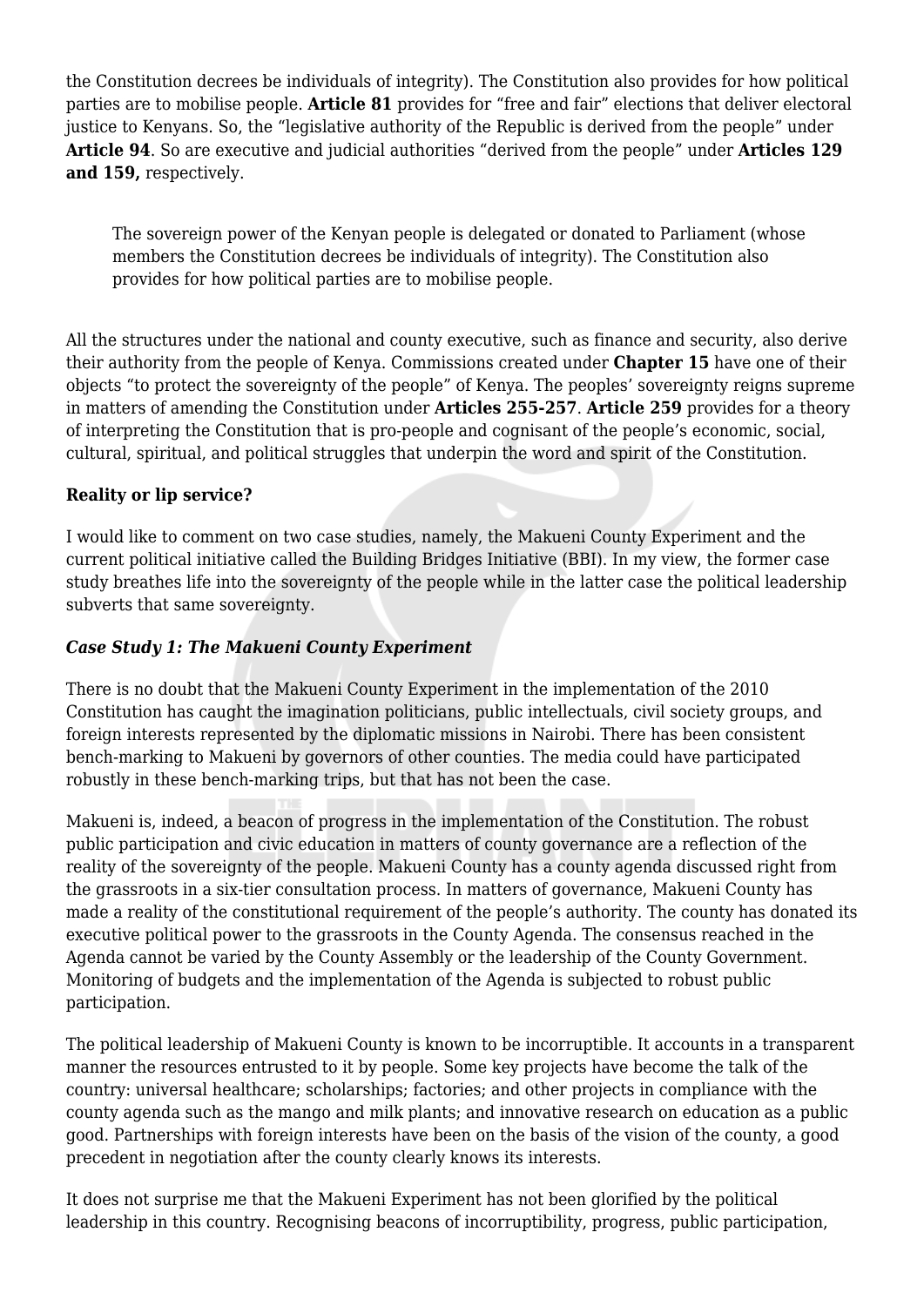the Constitution decrees be individuals of integrity). The Constitution also provides for how political parties are to mobilise people. **Article 81** provides for "free and fair" elections that deliver electoral justice to Kenyans. So, the "legislative authority of the Republic is derived from the people" under **Article 94**. So are executive and judicial authorities "derived from the people" under **Articles 129 and 159,** respectively.

> The sovereign power of the Kenyan people is delegated or donated to Parliament (whose members the Constitution decrees be individuals of integrity). The Constitution also provides for how political parties are to mobilise people.

All the structures under the national and county executive, such as finance and security, also derive their authority from the people of Kenya. Commissions created under **Chapter 15** have one of their objects "to protect the sovereignty of the people" of Kenya. The peoples' sovereignty reigns supreme in matters of amending the Constitution under **Articles 255-257**. **Article 259** provides for a theory of interpreting the Constitution that is pro-people and cognisant of the people's economic, social, cultural, spiritual, and political struggles that underpin the word and spirit of the Constitution.

### Reality or lip service?

I would like to comment on two case studies, namely, the Makueni County Experiment and the current political initiative called the Building Bridges Initiative (BBI). In my view, the former case study breathes life into the sovereignty of the people while in the latter case the political leadership subverts that same sovereignty.

#### *Case Study 1: The Makueni County Experiment*

There is no doubt that the Makueni County Experiment in the implementation of the 2010 Constitution has caught the imagination politicians, public intellectuals, civil society groups, and foreign interests represented by the diplomatic missions in Nairobi. There has been consistent bench-marking to Makueni by governors of other counties. The media could have participated robustly in these bench-marking trips, but that has not been the case.

Makueni is, indeed, a beacon of progress in the implementation of the Constitution. The robust public participation and civic education in matters of county governance are a reflection of the reality of the sovereignty of the people. Makueni County has a county agenda discussed right from the grassroots in a six-tier consultation process. In matters of governance, Makueni County has made a reality of the constitutional requirement of the people's authority. The county has donated its executive political power to the grassroots in the County Agenda. The consensus reached in the Agenda cannot be varied by the County Assembly or the leadership of the County Government. Monitoring of budgets and the implementation of the Agenda is subjected to robust public participation.

The political leadership of Makueni County is known to be incorruptible. It accounts in a transparent manner the resources entrusted to it by people. Some key projects have become the talk of the country: universal healthcare; scholarships; factories; and other projects in compliance with the county agenda such as the mango and milk plants; and innovative research on education as a public good. Partnerships with foreign interests have been on the basis of the vision of the county, a good precedent in negotiation after the county clearly knows its interests.

It does not surprise me that the Makueni Experiment has not been glorified by the political leadership in this country. Recognising beacons of incorruptibility, progress, public participation,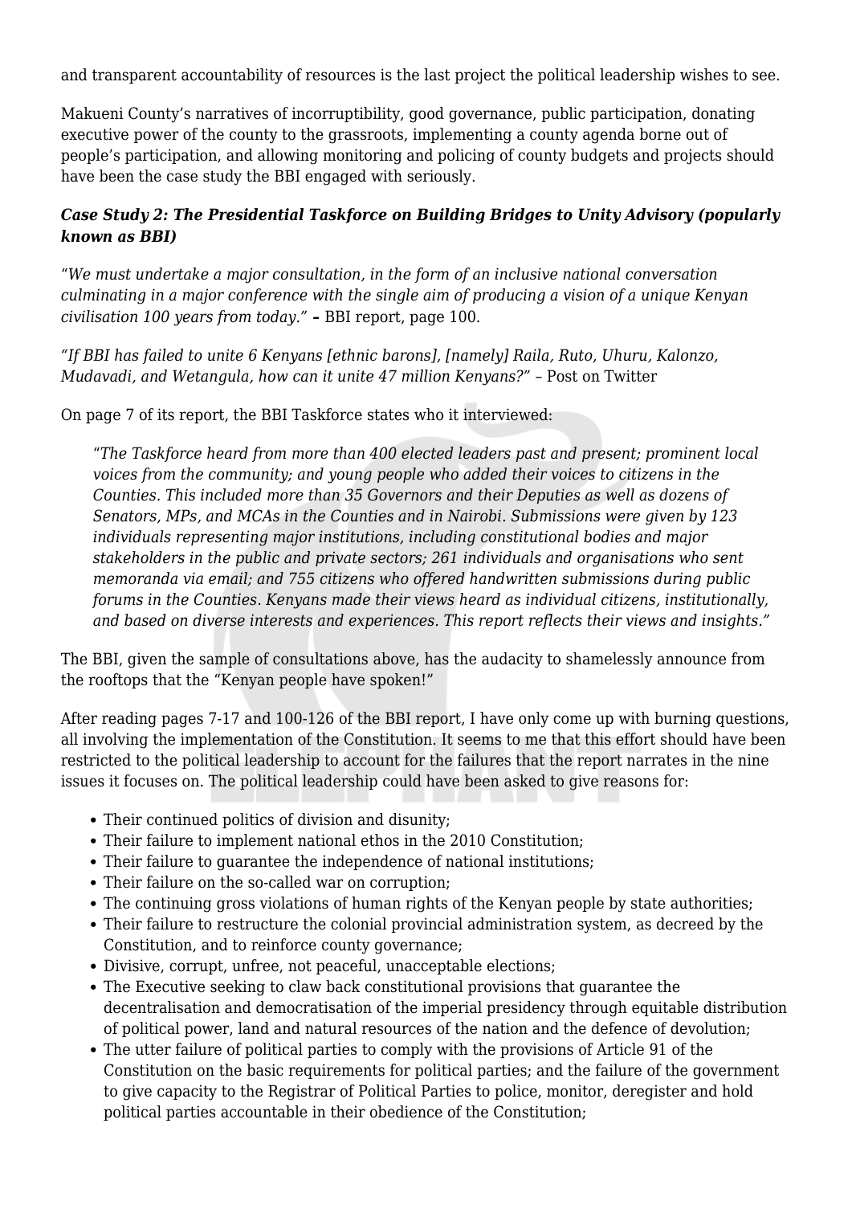and transparent accountability of resources is the last project the political leadership wishes to see.

Makueni County's narratives of incorruptibility, good governance, public participation, donating executive power of the county to the grassroots, implementing a county agenda borne out of people's participation, and allowing monitoring and policing of county budgets and projects should have been the case study the BBI engaged with seriously.

### *Case Study 2: The Presidential Taskforce on Building Bridges to Unity Advisory (popularly known as BBI)*

"*We must undertake a major consultation, in the form of an inclusive national conversation culminating in a major conference with the single aim of producing a vision of a unique Kenyan civilisation 100 years from today."* **–** BBI report, page 100.

*"If BBI has failed to unite 6 Kenyans [ethnic barons], [namely] Raila, Ruto, Uhuru, Kalonzo, Mudavadi, and Wetangula, how can it unite 47 million Kenyans?"* – Post on Twitter

On page 7 of its report, the BBI Taskforce states who it interviewed:

> *"The Taskforce heard from more than 400 elected leaders past and present; prominent local voices from the community; and young people who added their voices to citizens in the Counties. This included more than 35 Governors and their Deputies as well as dozens of Senators, MPs, and MCAs in the Counties and in Nairobi. Submissions were given by 123 individuals representing major institutions, including constitutional bodies and major stakeholders in the public and private sectors; 261 individuals and organisations who sent memoranda via email; and 755 citizens who offered handwritten submissions during public forums in the Counties. Kenyans made their views heard as individual citizens, institutionally, and based on diverse interests and experiences. This report reflects their views and insights."*

The BBI, given the sample of consultations above, has the audacity to shamelessly announce from the rooftops that the "Kenyan people have spoken!"

After reading pages 7-17 and 100-126 of the BBI report, I have only come up with burning questions, all involving the implementation of the Constitution. It seems to me that this effort should have been restricted to the political leadership to account for the failures that the report narrates in the nine issues it focuses on. The political leadership could have been asked to give reasons for:

- Their continued politics of division and disunity;
- Their failure to implement national ethos in the 2010 Constitution;
- Their failure to guarantee the independence of national institutions;
- Their failure on the so-called war on corruption;
- The continuing gross violations of human rights of the Kenyan people by state authorities;
- Their failure to restructure the colonial provincial administration system, as decreed by the Constitution, and to reinforce county governance;
- Divisive, corrupt, unfree, not peaceful, unacceptable elections;
- The Executive seeking to claw back constitutional provisions that guarantee the decentralisation and democratisation of the imperial presidency through equitable distribution of political power, land and natural resources of the nation and the defence of devolution;
- The utter failure of political parties to comply with the provisions of Article 91 of the Constitution on the basic requirements for political parties; and the failure of the government to give capacity to the Registrar of Political Parties to police, monitor, deregister and hold political parties accountable in their obedience of the Constitution;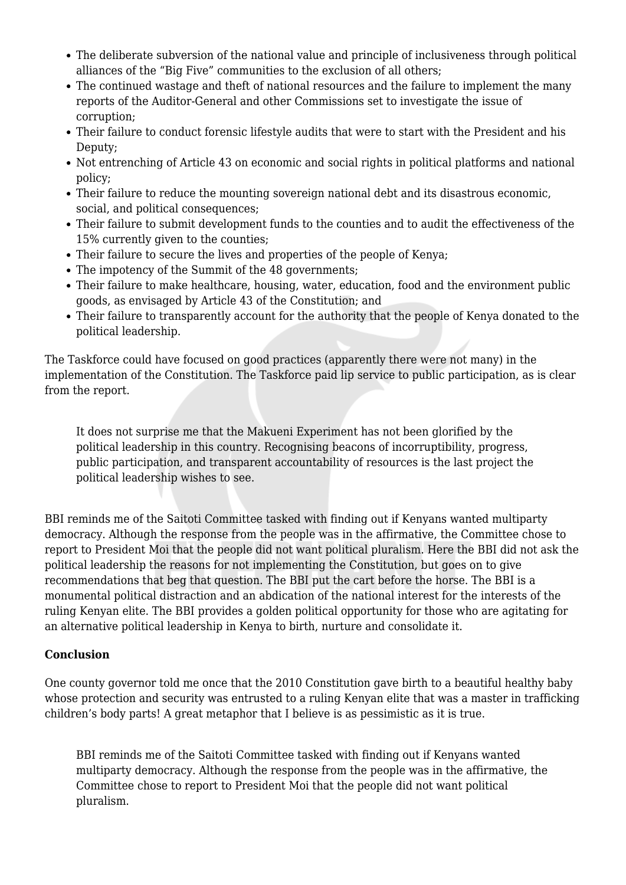- The deliberate subversion of the national value and principle of inclusiveness through political alliances of the "Big Five" communities to the exclusion of all others;
- The continued wastage and theft of national resources and the failure to implement the many reports of the Auditor-General and other Commissions set to investigate the issue of corruption;
- Their failure to conduct forensic lifestyle audits that were to start with the President and his Deputy;
- Not entrenching of Article 43 on economic and social rights in political platforms and national policy;
- Their failure to reduce the mounting sovereign national debt and its disastrous economic, social, and political consequences;
- Their failure to submit development funds to the counties and to audit the effectiveness of the 15% currently given to the counties;
- Their failure to secure the lives and properties of the people of Kenya;
- The impotency of the Summit of the 48 governments;
- Their failure to make healthcare, housing, water, education, food and the environment public goods, as envisaged by Article 43 of the Constitution; and
- Their failure to transparently account for the authority that the people of Kenya donated to the political leadership.

The Taskforce could have focused on good practices (apparently there were not many) in the implementation of the Constitution. The Taskforce paid lip service to public participation, as is clear from the report.

> It does not surprise me that the Makueni Experiment has not been glorified by the political leadership in this country. Recognising beacons of incorruptibility, progress, public participation, and transparent accountability of resources is the last project the political leadership wishes to see.

BBI reminds me of the Saitoti Committee tasked with finding out if Kenyans wanted multiparty democracy. Although the response from the people was in the affirmative, the Committee chose to report to President Moi that the people did not want political pluralism. Here the BBI did not ask the political leadership the reasons for not implementing the Constitution, but goes on to give recommendations that beg that question. The BBI put the cart before the horse. The BBI is a monumental political distraction and an abdication of the national interest for the interests of the ruling Kenyan elite. The BBI provides a golden political opportunity for those who are agitating for an alternative political leadership in Kenya to birth, nurture and consolidate it.

**Conclusion**

One county governor told me once that the 2010 Constitution gave birth to a beautiful healthy baby whose protection and security was entrusted to a ruling Kenyan elite that was a master in trafficking children's body parts! A great metaphor that I believe is as pessimistic as it is true.

> BBI reminds me of the Saitoti Committee tasked with finding out if Kenyans wanted multiparty democracy. Although the response from the people was in the affirmative, the Committee chose to report to President Moi that the people did not want political pluralism.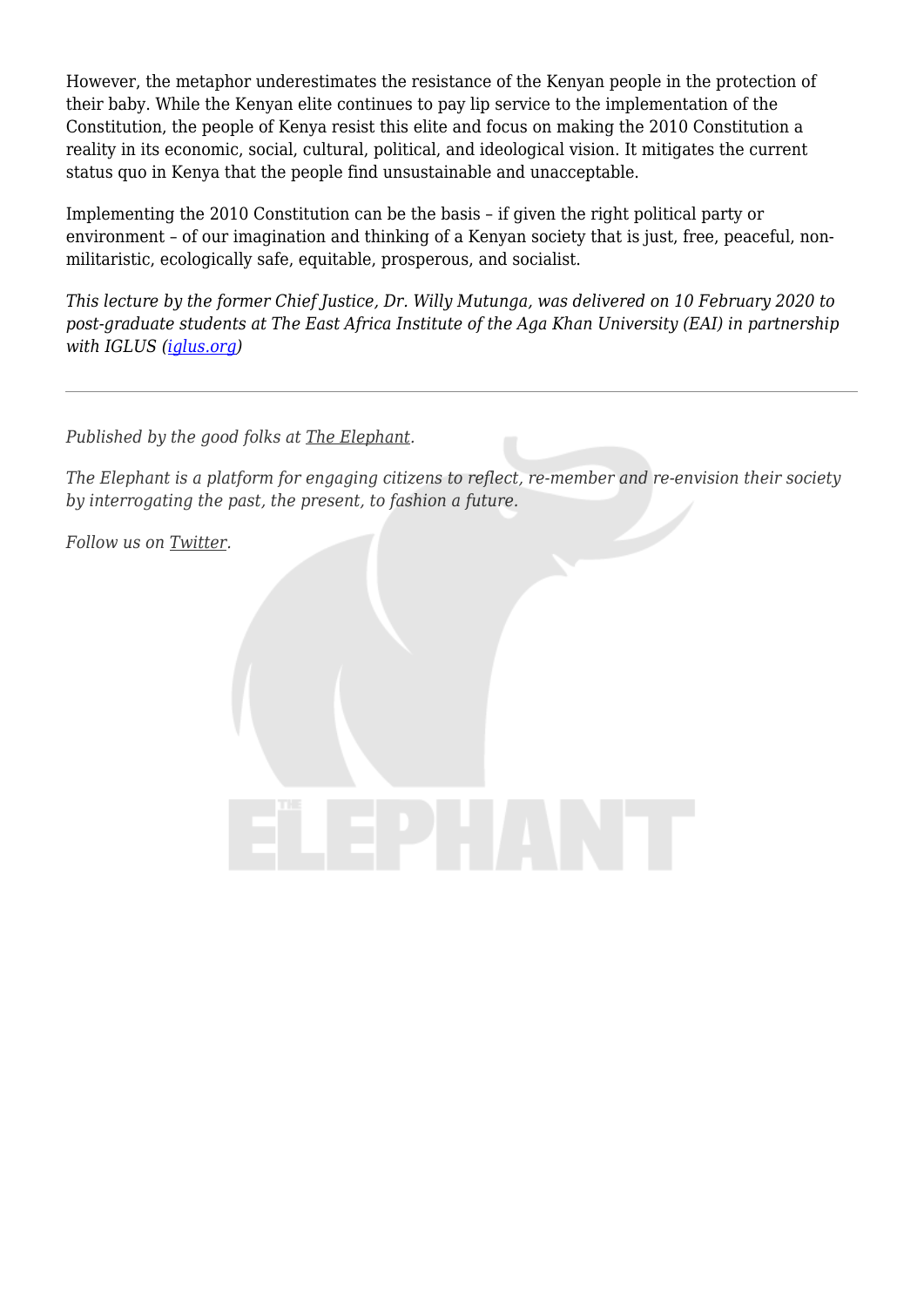However, the metaphor underestimates the resistance of the Kenyan people in the protection of their baby. While the Kenyan elite continues to pay lip service to the implementation of the Constitution, the people of Kenya resist this elite and focus on making the 2010 Constitution a reality in its economic, social, cultural, political, and ideological vision. It mitigates the current status quo in Kenya that the people find unsustainable and unacceptable.

Implementing the 2010 Constitution can be the basis – if given the right political party or environment – of our imagination and thinking of a Kenyan society that is just, free, peaceful, non-militaristic, ecologically safe, equitable, prosperous, and socialist.

*This lecture by the former Chief Justice, Dr. Willy Mutunga, was delivered on 10 February 2020 to post-graduate students at The East Africa Institute of the Aga Khan University (EAI) in partnership with IGLUS ([iglus.org](iglus.org))*

---

*Published by the good folks at The Elephant.*

*The Elephant is a platform for engaging citizens to reflect, re-member and re-envision their society by interrogating the past, the present, to fashion a future.*

*Follow us on Twitter.*